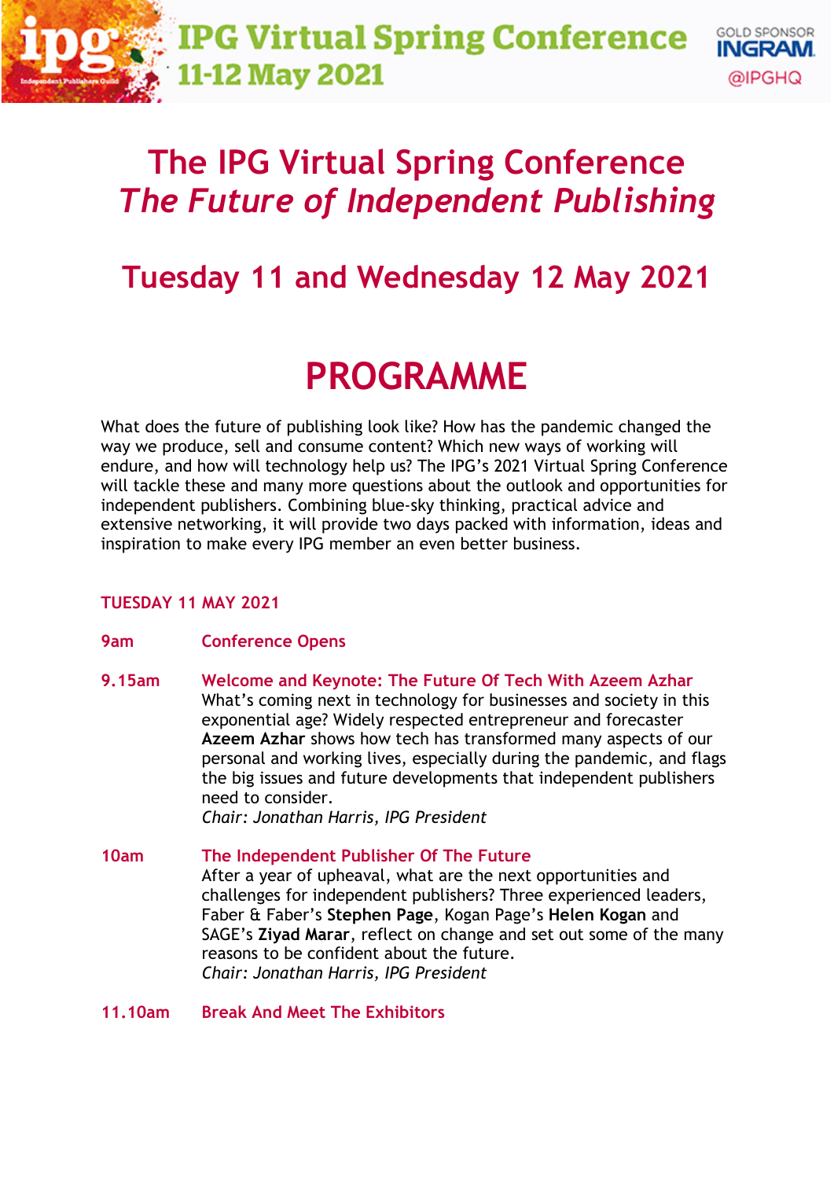# The IPG Virtual Spring Conference
## *The Future of Independent Publishing*

## Tuesday 11 and Wednesday 12 May 2021

# PROGRAMME

What does the future of publishing look like? How has the pandemic changed the way we produce, sell and consume content? Which new ways of working will endure, and how will technology help us? The IPG's 2021 Virtual Spring Conference will tackle these and many more questions about the outlook and opportunities for independent publishers. Combining blue-sky thinking, practical advice and extensive networking, it will provide two days packed with information, ideas and inspiration to make every IPG member an even better business.

### TUESDAY 11 MAY 2021

**9am** — **Conference Opens**

**9.15am** — **Welcome and Keynote: The Future Of Tech With Azeem Azhar**
What's coming next in technology for businesses and society in this exponential age? Widely respected entrepreneur and forecaster **Azeem Azhar** shows how tech has transformed many aspects of our personal and working lives, especially during the pandemic, and flags the big issues and future developments that independent publishers need to consider.
*Chair: Jonathan Harris, IPG President*

**10am** — **The Independent Publisher Of The Future**
After a year of upheaval, what are the next opportunities and challenges for independent publishers? Three experienced leaders, Faber & Faber's **Stephen Page**, Kogan Page's **Helen Kogan** and SAGE's **Ziyad Marar**, reflect on change and set out some of the many reasons to be confident about the future.
*Chair: Jonathan Harris, IPG President*

**11.10am** — **Break And Meet The Exhibitors**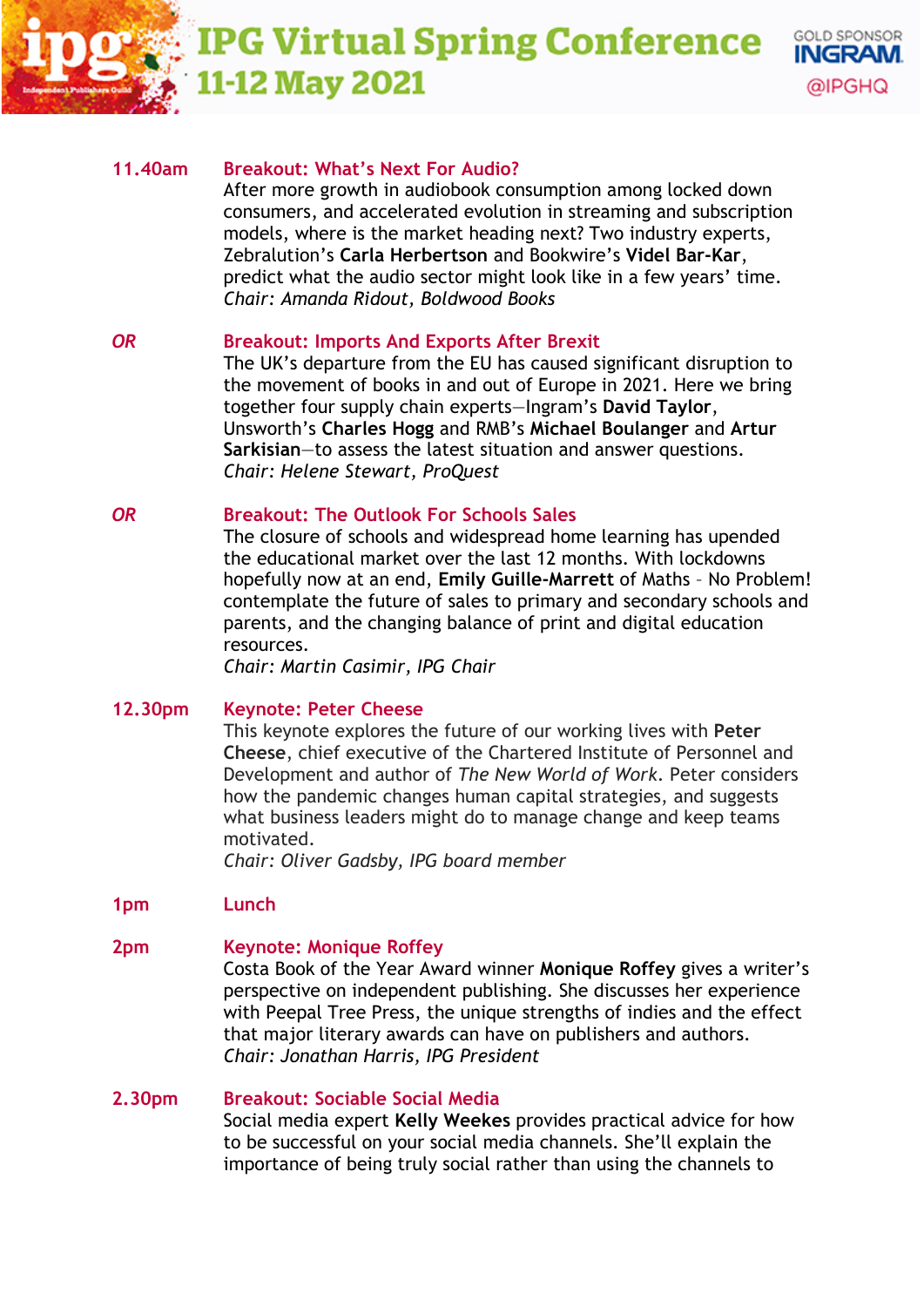**11.40am** — **Breakout: What's Next For Audio?**

After more growth in audiobook consumption among locked down consumers, and accelerated evolution in streaming and subscription models, where is the market heading next? Two industry experts, Zebralution's **Carla Herbertson** and Bookwire's **Videl Bar-Kar**, predict what the audio sector might look like in a few years' time.
*Chair: Amanda Ridout, Boldwood Books*

*OR* — **Breakout: Imports And Exports After Brexit**

The UK's departure from the EU has caused significant disruption to the movement of books in and out of Europe in 2021. Here we bring together four supply chain experts—Ingram's **David Taylor**, Unsworth's **Charles Hogg** and RMB's **Michael Boulanger** and **Artur Sarkisian**—to assess the latest situation and answer questions.
*Chair: Helene Stewart, ProQuest*

*OR* — **Breakout: The Outlook For Schools Sales**

The closure of schools and widespread home learning has upended the educational market over the last 12 months. With lockdowns hopefully now at an end, **Emily Guille-Marrett** of Maths – No Problem! contemplate the future of sales to primary and secondary schools and parents, and the changing balance of print and digital education resources.
*Chair: Martin Casimir, IPG Chair*

**12.30pm** — **Keynote: Peter Cheese**

This keynote explores the future of our working lives with **Peter Cheese**, chief executive of the Chartered Institute of Personnel and Development and author of *The New World of Work*. Peter considers how the pandemic changes human capital strategies, and suggests what business leaders might do to manage change and keep teams motivated.
*Chair: Oliver Gadsby, IPG board member*

**1pm** — **Lunch**

**2pm** — **Keynote: Monique Roffey**

Costa Book of the Year Award winner **Monique Roffey** gives a writer's perspective on independent publishing. She discusses her experience with Peepal Tree Press, the unique strengths of indies and the effect that major literary awards can have on publishers and authors.
*Chair: Jonathan Harris, IPG President*

**2.30pm** — **Breakout: Sociable Social Media**

Social media expert **Kelly Weekes** provides practical advice for how to be successful on your social media channels. She'll explain the importance of being truly social rather than using the channels to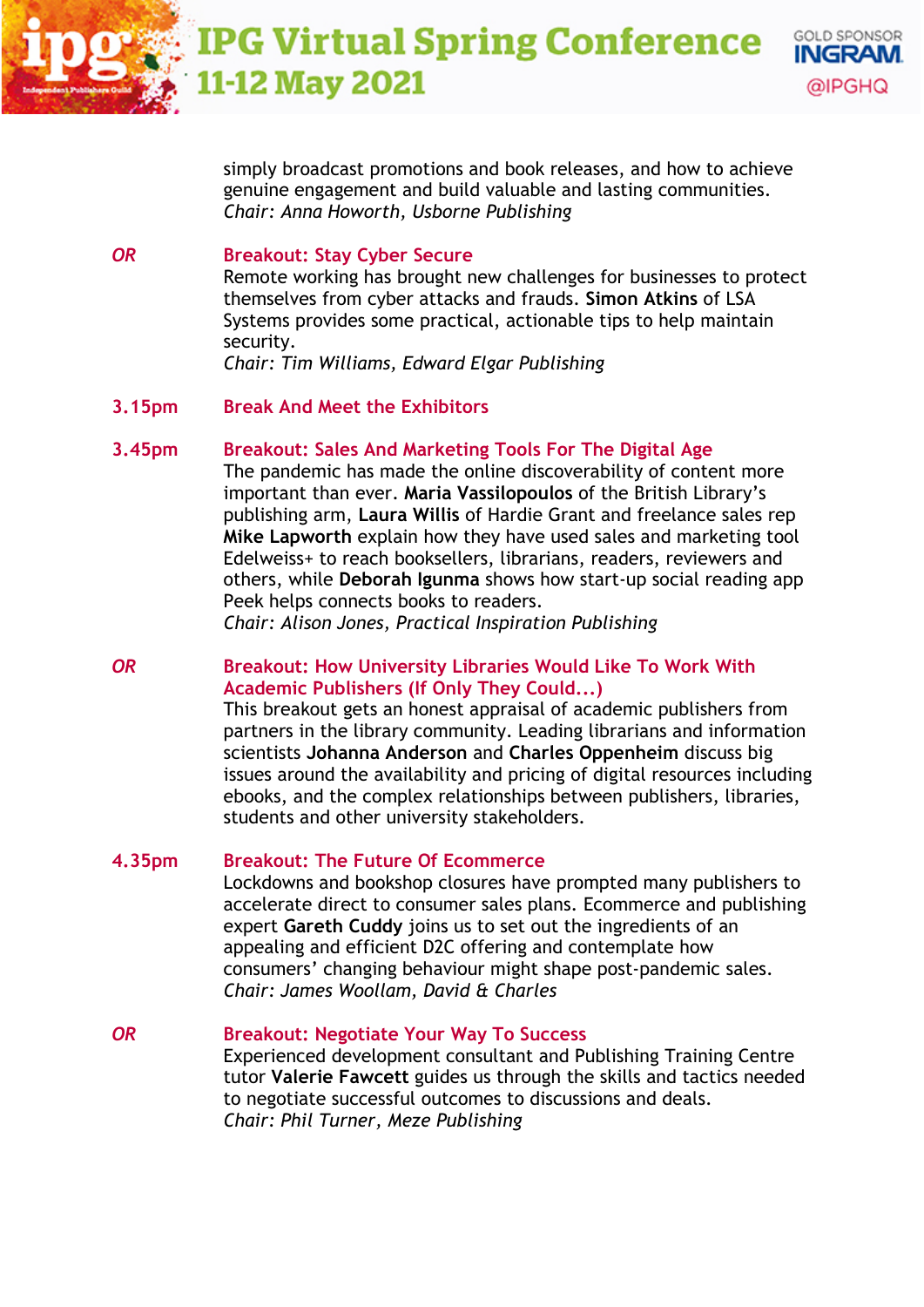simply broadcast promotions and book releases, and how to achieve genuine engagement and build valuable and lasting communities.
*Chair: Anna Howorth, Usborne Publishing*

*OR* **Breakout: Stay Cyber Secure**
Remote working has brought new challenges for businesses to protect themselves from cyber attacks and frauds. **Simon Atkins** of LSA Systems provides some practical, actionable tips to help maintain security.
*Chair: Tim Williams, Edward Elgar Publishing*

**3.15pm** **Break And Meet the Exhibitors**

**3.45pm** **Breakout: Sales And Marketing Tools For The Digital Age**
The pandemic has made the online discoverability of content more important than ever. **Maria Vassilopoulos** of the British Library's publishing arm, **Laura Willis** of Hardie Grant and freelance sales rep **Mike Lapworth** explain how they have used sales and marketing tool Edelweiss+ to reach booksellers, librarians, readers, reviewers and others, while **Deborah Igunma** shows how start-up social reading app Peek helps connects books to readers.
*Chair: Alison Jones, Practical Inspiration Publishing*

*OR* **Breakout: How University Libraries Would Like To Work With Academic Publishers (If Only They Could...)**
This breakout gets an honest appraisal of academic publishers from partners in the library community. Leading librarians and information scientists **Johanna Anderson** and **Charles Oppenheim** discuss big issues around the availability and pricing of digital resources including ebooks, and the complex relationships between publishers, libraries, students and other university stakeholders.

**4.35pm** **Breakout: The Future Of Ecommerce**
Lockdowns and bookshop closures have prompted many publishers to accelerate direct to consumer sales plans. Ecommerce and publishing expert **Gareth Cuddy** joins us to set out the ingredients of an appealing and efficient D2C offering and contemplate how consumers' changing behaviour might shape post-pandemic sales.
*Chair: James Woollam, David & Charles*

*OR* **Breakout: Negotiate Your Way To Success**
Experienced development consultant and Publishing Training Centre tutor **Valerie Fawcett** guides us through the skills and tactics needed to negotiate successful outcomes to discussions and deals.
*Chair: Phil Turner, Meze Publishing*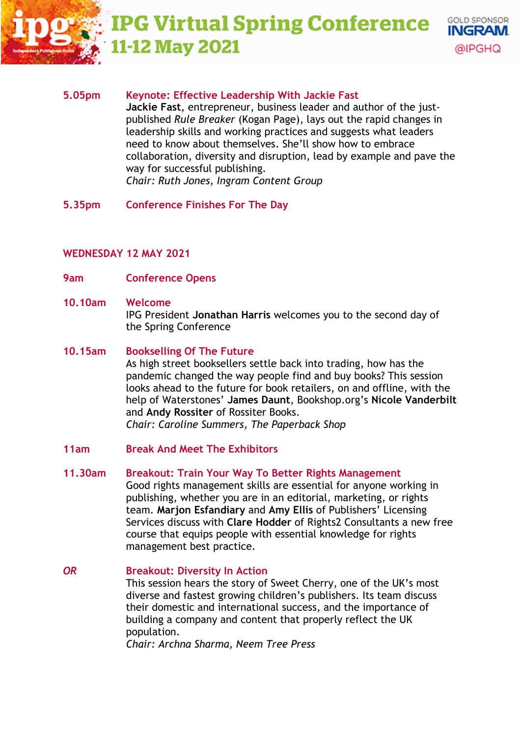**5.05pm** **Keynote: Effective Leadership With Jackie Fast**

**Jackie Fast**, entrepreneur, business leader and author of the just-published *Rule Breaker* (Kogan Page), lays out the rapid changes in leadership skills and working practices and suggests what leaders need to know about themselves. She'll show how to embrace collaboration, diversity and disruption, lead by example and pave the way for successful publishing.

*Chair: Ruth Jones, Ingram Content Group*

**5.35pm** **Conference Finishes For The Day**

## WEDNESDAY 12 MAY 2021

**9am** **Conference Opens**

**10.10am** **Welcome**

IPG President **Jonathan Harris** welcomes you to the second day of the Spring Conference

**10.15am** **Bookselling Of The Future**

As high street booksellers settle back into trading, how has the pandemic changed the way people find and buy books? This session looks ahead to the future for book retailers, on and offline, with the help of Waterstones' **James Daunt**, Bookshop.org's **Nicole Vanderbilt** and **Andy Rossiter** of Rossiter Books.

*Chair: Caroline Summers, The Paperback Shop*

**11am** **Break And Meet The Exhibitors**

**11.30am** **Breakout: Train Your Way To Better Rights Management**

Good rights management skills are essential for anyone working in publishing, whether you are in an editorial, marketing, or rights team. **Marjon Esfandiary** and **Amy Ellis** of Publishers' Licensing Services discuss with **Clare Hodder** of Rights2 Consultants a new free course that equips people with essential knowledge for rights management best practice.

*OR* **Breakout: Diversity In Action**

This session hears the story of Sweet Cherry, one of the UK's most diverse and fastest growing children's publishers. Its team discuss their domestic and international success, and the importance of building a company and content that properly reflect the UK population.

*Chair: Archna Sharma, Neem Tree Press*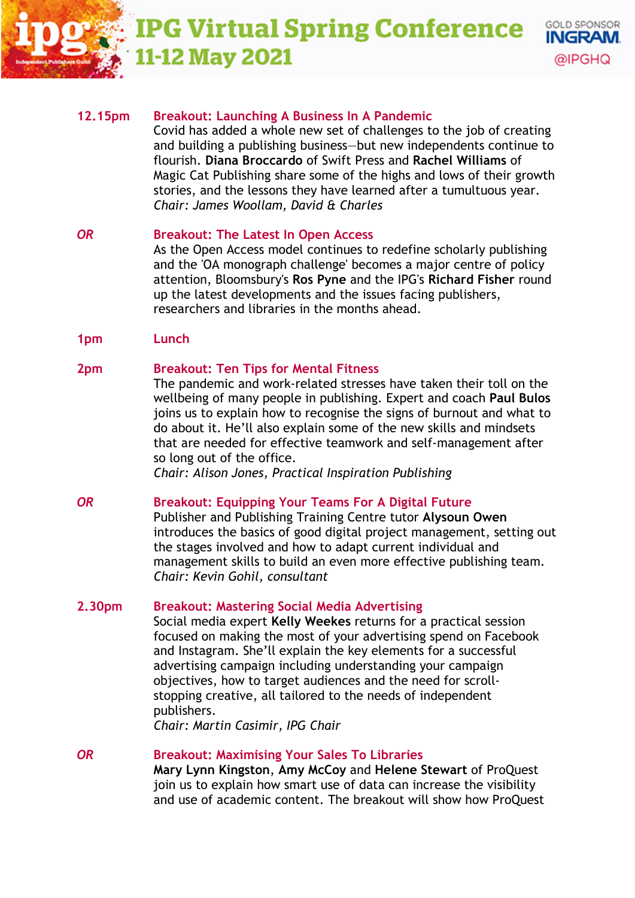**12.15pm** **Breakout: Launching A Business In A Pandemic**

Covid has added a whole new set of challenges to the job of creating and building a publishing business—but new independents continue to flourish. **Diana Broccardo** of Swift Press and **Rachel Williams** of Magic Cat Publishing share some of the highs and lows of their growth stories, and the lessons they have learned after a tumultuous year.
*Chair: James Woollam, David & Charles*

*OR* **Breakout: The Latest In Open Access**

As the Open Access model continues to redefine scholarly publishing and the 'OA monograph challenge' becomes a major centre of policy attention, Bloomsbury's **Ros Pyne** and the IPG's **Richard Fisher** round up the latest developments and the issues facing publishers, researchers and libraries in the months ahead.

**1pm** **Lunch**

**2pm** **Breakout: Ten Tips for Mental Fitness**

The pandemic and work-related stresses have taken their toll on the wellbeing of many people in publishing. Expert and coach **Paul Bulos** joins us to explain how to recognise the signs of burnout and what to do about it. He'll also explain some of the new skills and mindsets that are needed for effective teamwork and self-management after so long out of the office.
*Chair: Alison Jones, Practical Inspiration Publishing*

*OR* **Breakout: Equipping Your Teams For A Digital Future**

Publisher and Publishing Training Centre tutor **Alysoun Owen** introduces the basics of good digital project management, setting out the stages involved and how to adapt current individual and management skills to build an even more effective publishing team.
*Chair: Kevin Gohil, consultant*

**2.30pm** **Breakout: Mastering Social Media Advertising**

Social media expert **Kelly Weekes** returns for a practical session focused on making the most of your advertising spend on Facebook and Instagram. She'll explain the key elements for a successful advertising campaign including understanding your campaign objectives, how to target audiences and the need for scroll-stopping creative, all tailored to the needs of independent publishers.
*Chair: Martin Casimir, IPG Chair*

*OR* **Breakout: Maximising Your Sales To Libraries**

**Mary Lynn Kingston**, **Amy McCoy** and **Helene Stewart** of ProQuest join us to explain how smart use of data can increase the visibility and use of academic content. The breakout will show how ProQuest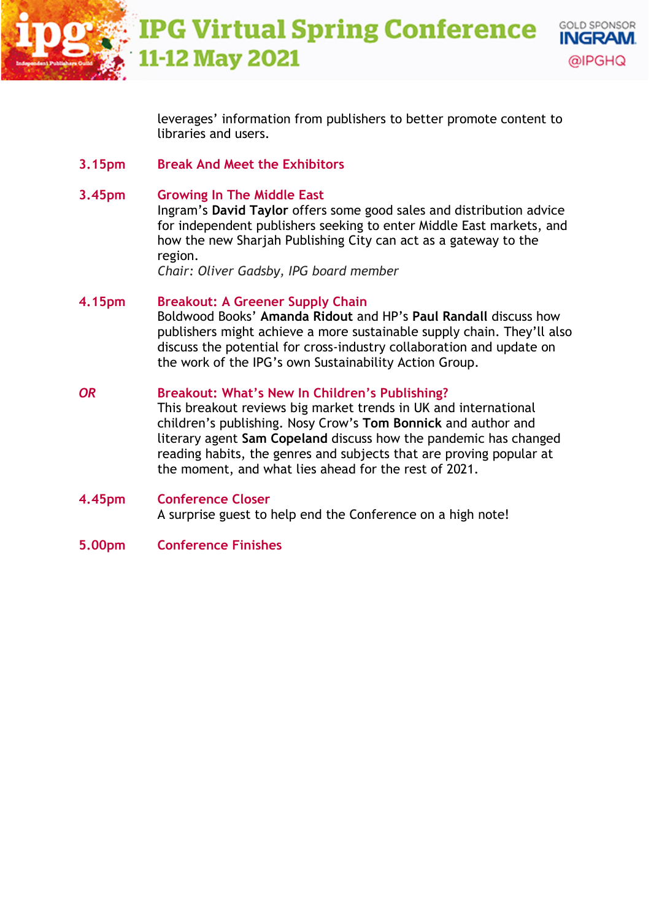leverages' information from publishers to better promote content to libraries and users.

**3.15pm** **Break And Meet the Exhibitors**

**3.45pm** **Growing In The Middle East**
Ingram's **David Taylor** offers some good sales and distribution advice for independent publishers seeking to enter Middle East markets, and how the new Sharjah Publishing City can act as a gateway to the region.
*Chair: Oliver Gadsby, IPG board member*

**4.15pm** **Breakout: A Greener Supply Chain**
Boldwood Books' **Amanda Ridout** and HP's **Paul Randall** discuss how publishers might achieve a more sustainable supply chain. They'll also discuss the potential for cross-industry collaboration and update on the work of the IPG's own Sustainability Action Group.

***OR*** **Breakout: What's New In Children's Publishing?**
This breakout reviews big market trends in UK and international children's publishing. Nosy Crow's **Tom Bonnick** and author and literary agent **Sam Copeland** discuss how the pandemic has changed reading habits, the genres and subjects that are proving popular at the moment, and what lies ahead for the rest of 2021.

**4.45pm** **Conference Closer**
A surprise guest to help end the Conference on a high note!

**5.00pm** **Conference Finishes**